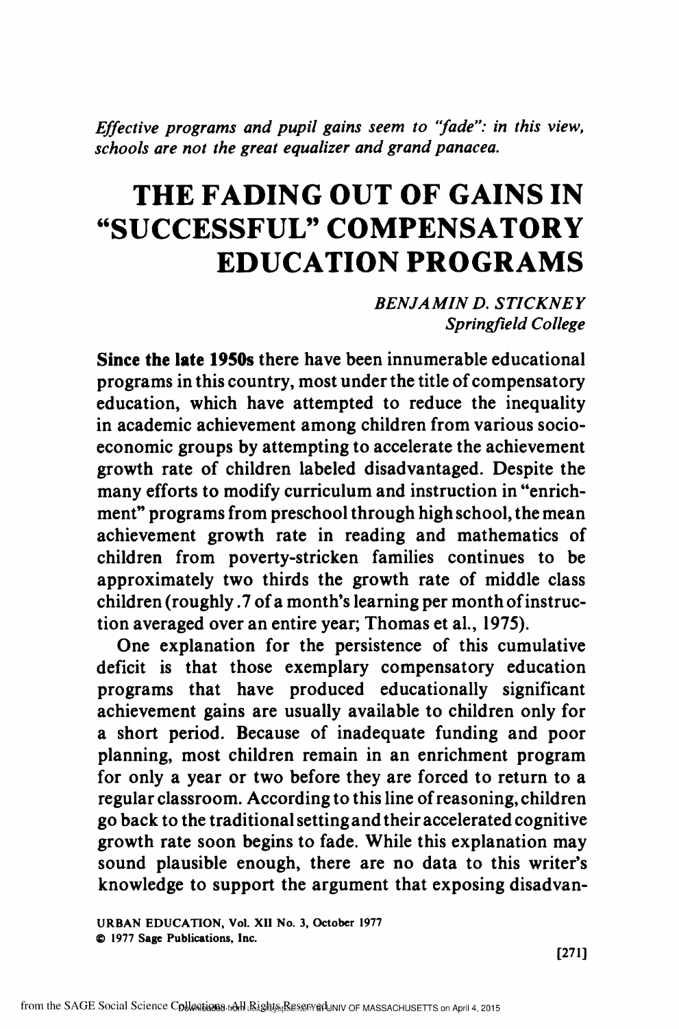*Effective programs and pupil gains seem to "fade": in this view, schools are not the great equalizer and grand panacea.*

# THE FADING OUT OF GAINS IN "SUCCESSFUL" COMPENSATORY EDUCATION PROGRAMS

*BENJAMIN D. STICKNEY*
*Springfield College*

**Since the late 1950s** there have been innumerable educational programs in this country, most under the title of compensatory education, which have attempted to reduce the inequality in academic achievement among children from various socioeconomic groups by attempting to accelerate the achievement growth rate of children labeled disadvantaged. Despite the many efforts to modify curriculum and instruction in "enrichment" programs from preschool through high school, the mean achievement growth rate in reading and mathematics of children from poverty-stricken families continues to be approximately two thirds the growth rate of middle class children (roughly .7 of a month's learning per month of instruction averaged over an entire year; Thomas et al., 1975).

One explanation for the persistence of this cumulative deficit is that those exemplary compensatory education programs that have produced educationally significant achievement gains are usually available to children only for a short period. Because of inadequate funding and poor planning, most children remain in an enrichment program for only a year or two before they are forced to return to a regular classroom. According to this line of reasoning, children go back to the traditional setting and their accelerated cognitive growth rate soon begins to fade. While this explanation may sound plausible enough, there are no data to this writer's knowledge to support the argument that exposing disadvan-

URBAN EDUCATION, Vol. XII No. 3, October 1977
© 1977 Sage Publications, Inc.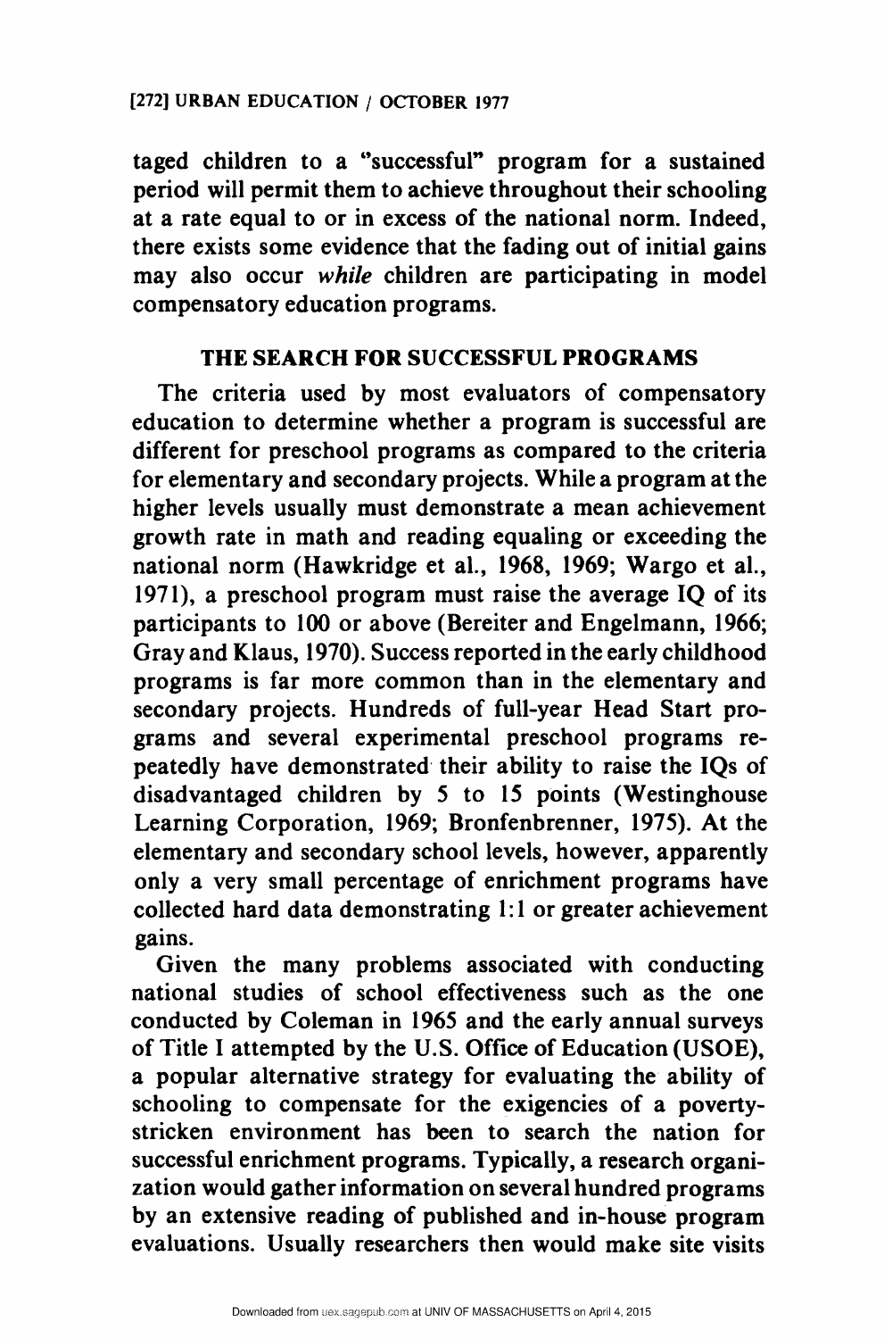taged children to a "successful" program for a sustained period will permit them to achieve throughout their schooling at a rate equal to or in excess of the national norm. Indeed, there exists some evidence that the fading out of initial gains may also occur *while* children are participating in model compensatory education programs.

## THE SEARCH FOR SUCCESSFUL PROGRAMS

The criteria used by most evaluators of compensatory education to determine whether a program is successful are different for preschool programs as compared to the criteria for elementary and secondary projects. While a program at the higher levels usually must demonstrate a mean achievement growth rate in math and reading equaling or exceeding the national norm (Hawkridge et al., 1968, 1969; Wargo et al., 1971), a preschool program must raise the average IQ of its participants to 100 or above (Bereiter and Engelmann, 1966; Gray and Klaus, 1970). Success reported in the early childhood programs is far more common than in the elementary and secondary projects. Hundreds of full-year Head Start programs and several experimental preschool programs repeatedly have demonstrated their ability to raise the IQs of disadvantaged children by 5 to 15 points (Westinghouse Learning Corporation, 1969; Bronfenbrenner, 1975). At the elementary and secondary school levels, however, apparently only a very small percentage of enrichment programs have collected hard data demonstrating 1:1 or greater achievement gains.

Given the many problems associated with conducting national studies of school effectiveness such as the one conducted by Coleman in 1965 and the early annual surveys of Title I attempted by the U.S. Office of Education (USOE), a popular alternative strategy for evaluating the ability of schooling to compensate for the exigencies of a poverty-stricken environment has been to search the nation for successful enrichment programs. Typically, a research organization would gather information on several hundred programs by an extensive reading of published and in-house program evaluations. Usually researchers then would make site visits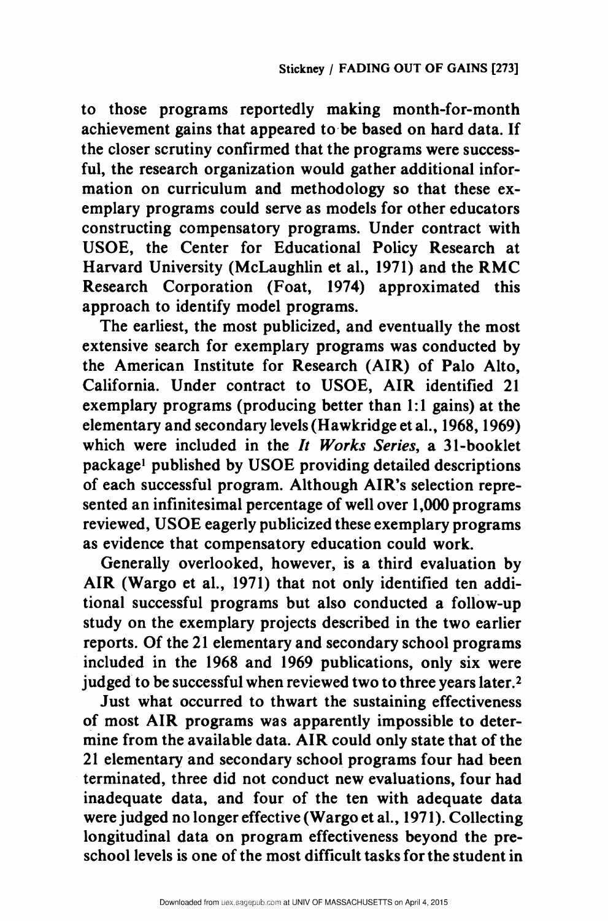to those programs reportedly making month-for-month achievement gains that appeared to be based on hard data. If the closer scrutiny confirmed that the programs were successful, the research organization would gather additional information on curriculum and methodology so that these exemplary programs could serve as models for other educators constructing compensatory programs. Under contract with USOE, the Center for Educational Policy Research at Harvard University (McLaughlin et al., 1971) and the RMC Research Corporation (Foat, 1974) approximated this approach to identify model programs.

The earliest, the most publicized, and eventually the most extensive search for exemplary programs was conducted by the American Institute for Research (AIR) of Palo Alto, California. Under contract to USOE, AIR identified 21 exemplary programs (producing better than 1:1 gains) at the elementary and secondary levels (Hawkridge et al., 1968, 1969) which were included in the *It Works Series*, a 31-booklet package[1] published by USOE providing detailed descriptions of each successful program. Although AIR's selection represented an infinitesimal percentage of well over 1,000 programs reviewed, USOE eagerly publicized these exemplary programs as evidence that compensatory education could work.

Generally overlooked, however, is a third evaluation by AIR (Wargo et al., 1971) that not only identified ten additional successful programs but also conducted a follow-up study on the exemplary projects described in the two earlier reports. Of the 21 elementary and secondary school programs included in the 1968 and 1969 publications, only six were judged to be successful when reviewed two to three years later.[2]

Just what occurred to thwart the sustaining effectiveness of most AIR programs was apparently impossible to determine from the available data. AIR could only state that of the 21 elementary and secondary school programs four had been terminated, three did not conduct new evaluations, four had inadequate data, and four of the ten with adequate data were judged no longer effective (Wargo et al., 1971). Collecting longitudinal data on program effectiveness beyond the preschool levels is one of the most difficult tasks for the student in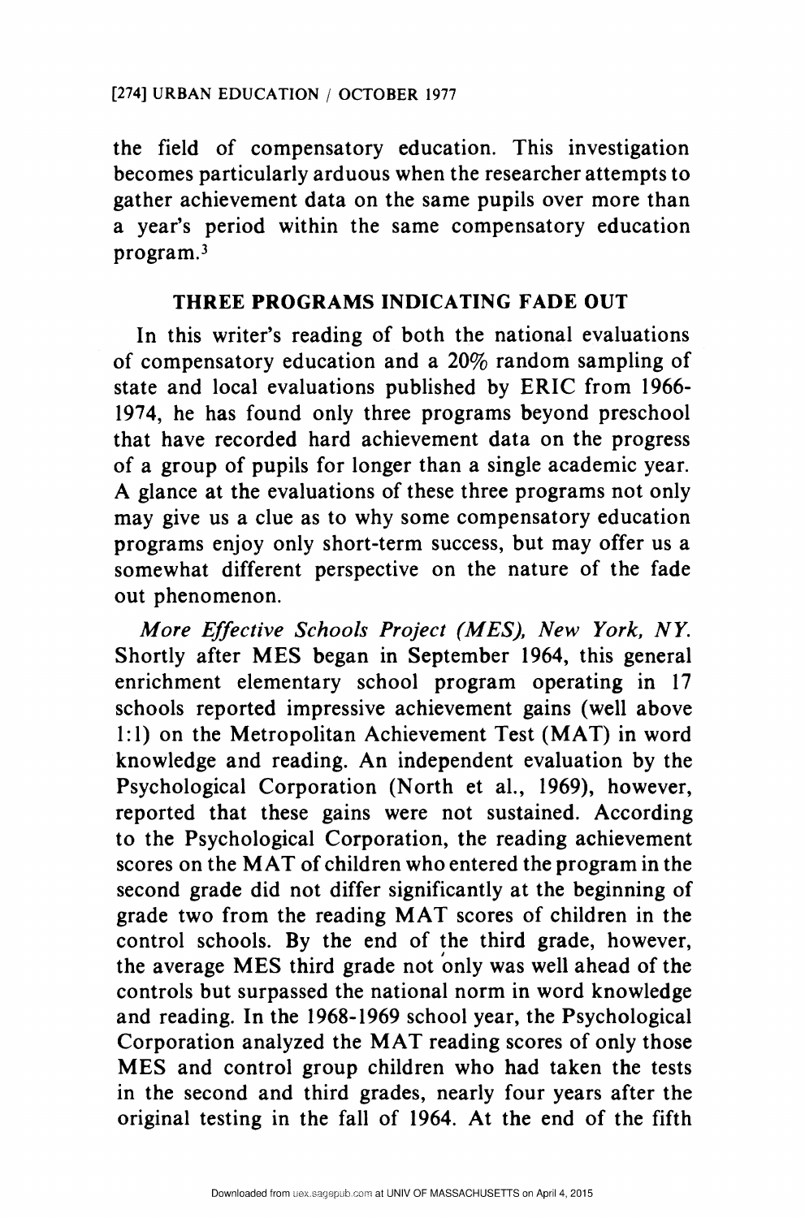the field of compensatory education. This investigation becomes particularly arduous when the researcher attempts to gather achievement data on the same pupils over more than a year's period within the same compensatory education program.[3]

## THREE PROGRAMS INDICATING FADE OUT

In this writer's reading of both the national evaluations of compensatory education and a 20% random sampling of state and local evaluations published by ERIC from 1966-1974, he has found only three programs beyond preschool that have recorded hard achievement data on the progress of a group of pupils for longer than a single academic year. A glance at the evaluations of these three programs not only may give us a clue as to why some compensatory education programs enjoy only short-term success, but may offer us a somewhat different perspective on the nature of the fade out phenomenon.

*More Effective Schools Project (MES), New York, NY.* Shortly after MES began in September 1964, this general enrichment elementary school program operating in 17 schools reported impressive achievement gains (well above 1:1) on the Metropolitan Achievement Test (MAT) in word knowledge and reading. An independent evaluation by the Psychological Corporation (North et al., 1969), however, reported that these gains were not sustained. According to the Psychological Corporation, the reading achievement scores on the MAT of children who entered the program in the second grade did not differ significantly at the beginning of grade two from the reading MAT scores of children in the control schools. By the end of the third grade, however, the average MES third grade not only was well ahead of the controls but surpassed the national norm in word knowledge and reading. In the 1968-1969 school year, the Psychological Corporation analyzed the MAT reading scores of only those MES and control group children who had taken the tests in the second and third grades, nearly four years after the original testing in the fall of 1964. At the end of the fifth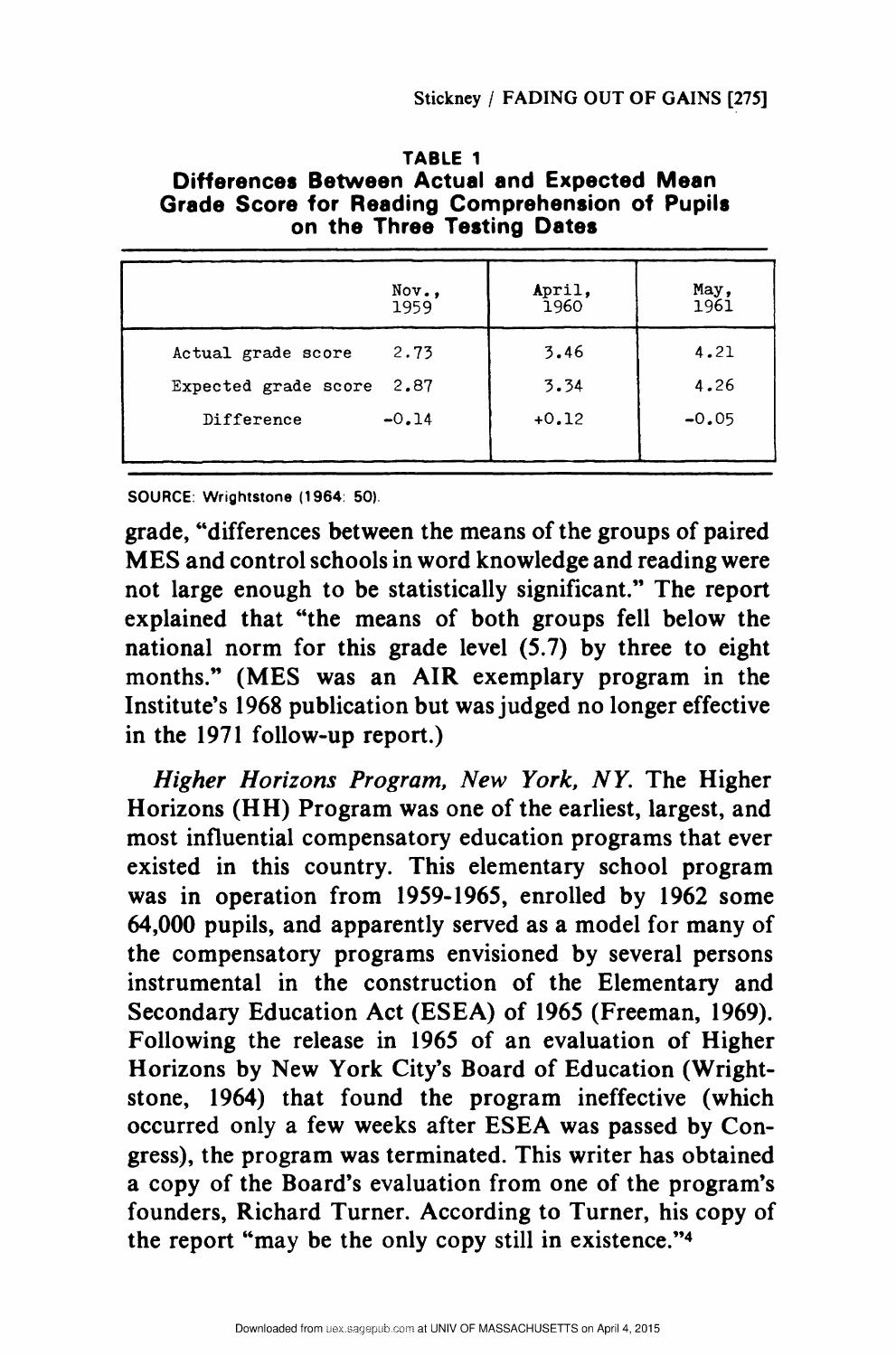**TABLE 1**
**Differences Between Actual and Expected Mean Grade Score for Reading Comprehension of Pupils on the Three Testing Dates**

| | Nov., 1959 | April, 1960 | May, 1961 |
|---|---|---|---|
| Actual grade score | 2.73 | 3.46 | 4.21 |
| Expected grade score | 2.87 | 3.34 | 4.26 |
| Difference | -0.14 | +0.12 | -0.05 |

SOURCE: Wrightstone (1964: 50).

grade, "differences between the means of the groups of paired MES and control schools in word knowledge and reading were not large enough to be statistically significant." The report explained that "the means of both groups fell below the national norm for this grade level (5.7) by three to eight months." (MES was an AIR exemplary program in the Institute's 1968 publication but was judged no longer effective in the 1971 follow-up report.)

*Higher Horizons Program, New York, NY.* The Higher Horizons (HH) Program was one of the earliest, largest, and most influential compensatory education programs that ever existed in this country. This elementary school program was in operation from 1959-1965, enrolled by 1962 some 64,000 pupils, and apparently served as a model for many of the compensatory programs envisioned by several persons instrumental in the construction of the Elementary and Secondary Education Act (ESEA) of 1965 (Freeman, 1969). Following the release in 1965 of an evaluation of Higher Horizons by New York City's Board of Education (Wrightstone, 1964) that found the program ineffective (which occurred only a few weeks after ESEA was passed by Congress), the program was terminated. This writer has obtained a copy of the Board's evaluation from one of the program's founders, Richard Turner. According to Turner, his copy of the report "may be the only copy still in existence."[4]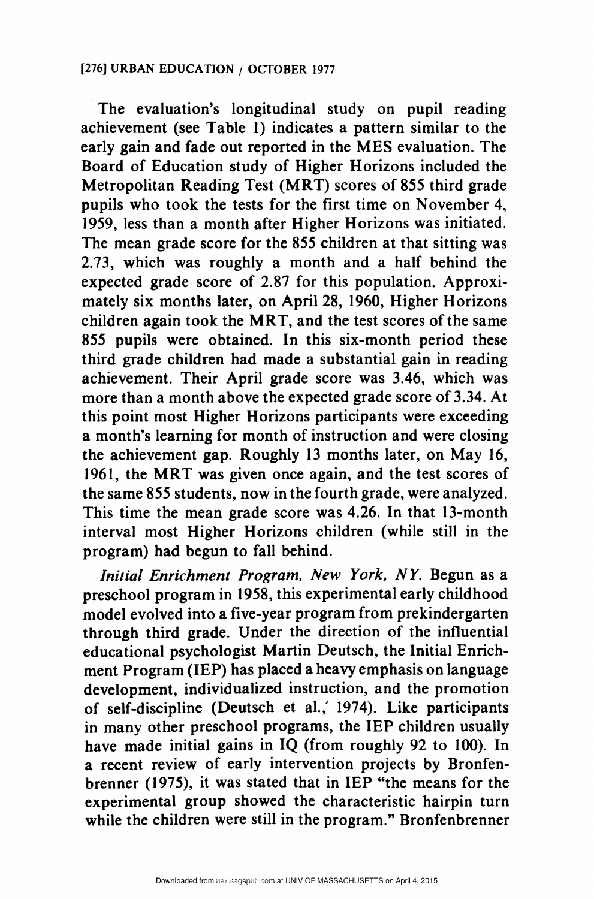The evaluation's longitudinal study on pupil reading achievement (see Table 1) indicates a pattern similar to the early gain and fade out reported in the MES evaluation. The Board of Education study of Higher Horizons included the Metropolitan Reading Test (MRT) scores of 855 third grade pupils who took the tests for the first time on November 4, 1959, less than a month after Higher Horizons was initiated. The mean grade score for the 855 children at that sitting was 2.73, which was roughly a month and a half behind the expected grade score of 2.87 for this population. Approximately six months later, on April 28, 1960, Higher Horizons children again took the MRT, and the test scores of the same 855 pupils were obtained. In this six-month period these third grade children had made a substantial gain in reading achievement. Their April grade score was 3.46, which was more than a month above the expected grade score of 3.34. At this point most Higher Horizons participants were exceeding a month's learning for month of instruction and were closing the achievement gap. Roughly 13 months later, on May 16, 1961, the MRT was given once again, and the test scores of the same 855 students, now in the fourth grade, were analyzed. This time the mean grade score was 4.26. In that 13-month interval most Higher Horizons children (while still in the program) had begun to fall behind.

*Initial Enrichment Program, New York, NY.* Begun as a preschool program in 1958, this experimental early childhood model evolved into a five-year program from prekindergarten through third grade. Under the direction of the influential educational psychologist Martin Deutsch, the Initial Enrichment Program (IEP) has placed a heavy emphasis on language development, individualized instruction, and the promotion of self-discipline (Deutsch et al., 1974). Like participants in many other preschool programs, the IEP children usually have made initial gains in IQ (from roughly 92 to 100). In a recent review of early intervention projects by Bronfenbrenner (1975), it was stated that in IEP "the means for the experimental group showed the characteristic hairpin turn while the children were still in the program." Bronfenbrenner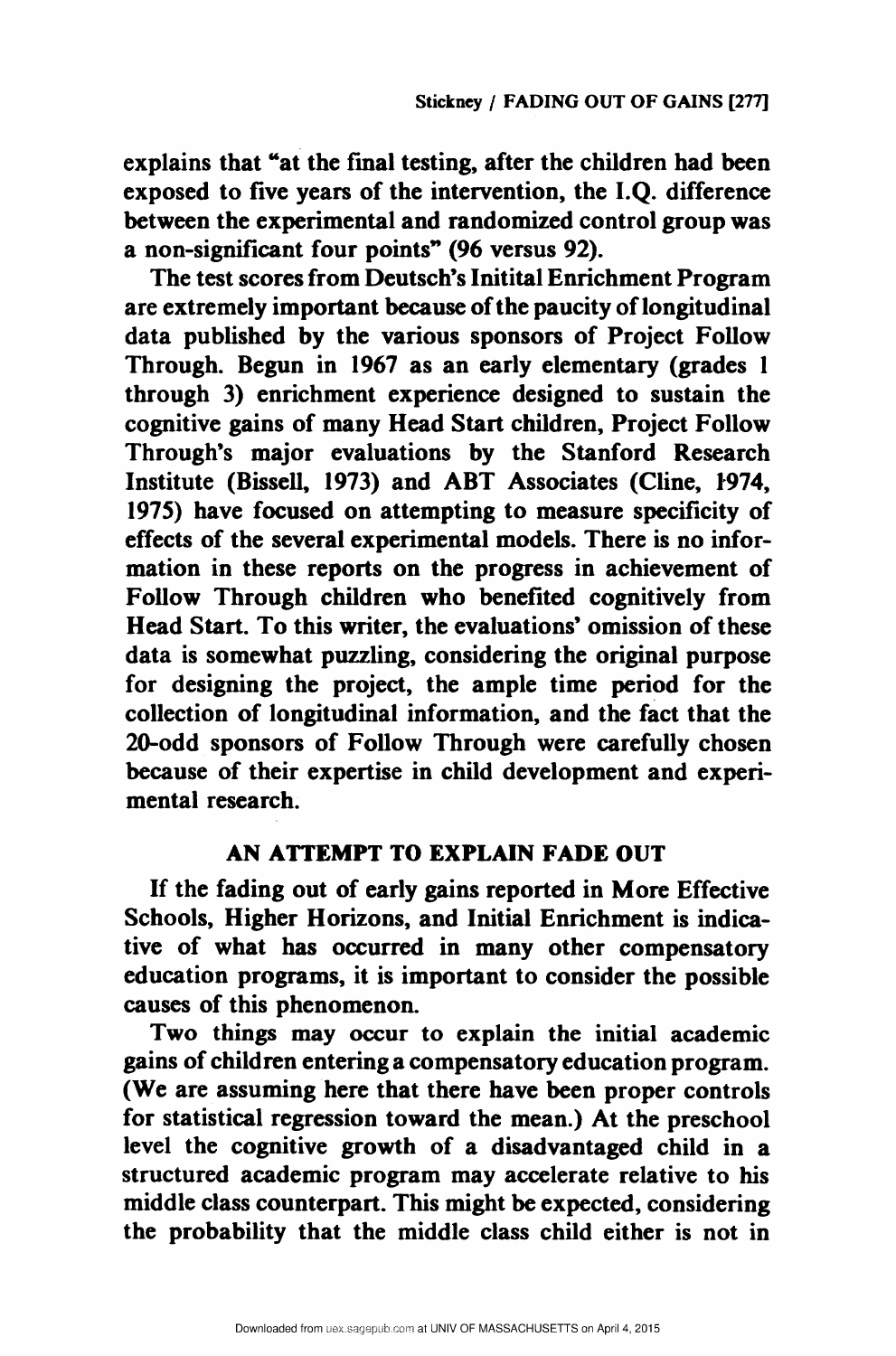explains that "at the final testing, after the children had been exposed to five years of the intervention, the I.Q. difference between the experimental and randomized control group was a non-significant four points" (96 versus 92).

The test scores from Deutsch's Initital Enrichment Program are extremely important because of the paucity of longitudinal data published by the various sponsors of Project Follow Through. Begun in 1967 as an early elementary (grades 1 through 3) enrichment experience designed to sustain the cognitive gains of many Head Start children, Project Follow Through's major evaluations by the Stanford Research Institute (Bissell, 1973) and ABT Associates (Cline, 1974, 1975) have focused on attempting to measure specificity of effects of the several experimental models. There is no information in these reports on the progress in achievement of Follow Through children who benefited cognitively from Head Start. To this writer, the evaluations' omission of these data is somewhat puzzling, considering the original purpose for designing the project, the ample time period for the collection of longitudinal information, and the fact that the 20-odd sponsors of Follow Through were carefully chosen because of their expertise in child development and experimental research.

## AN ATTEMPT TO EXPLAIN FADE OUT

If the fading out of early gains reported in More Effective Schools, Higher Horizons, and Initial Enrichment is indicative of what has occurred in many other compensatory education programs, it is important to consider the possible causes of this phenomenon.

Two things may occur to explain the initial academic gains of children entering a compensatory education program. (We are assuming here that there have been proper controls for statistical regression toward the mean.) At the preschool level the cognitive growth of a disadvantaged child in a structured academic program may accelerate relative to his middle class counterpart. This might be expected, considering the probability that the middle class child either is not in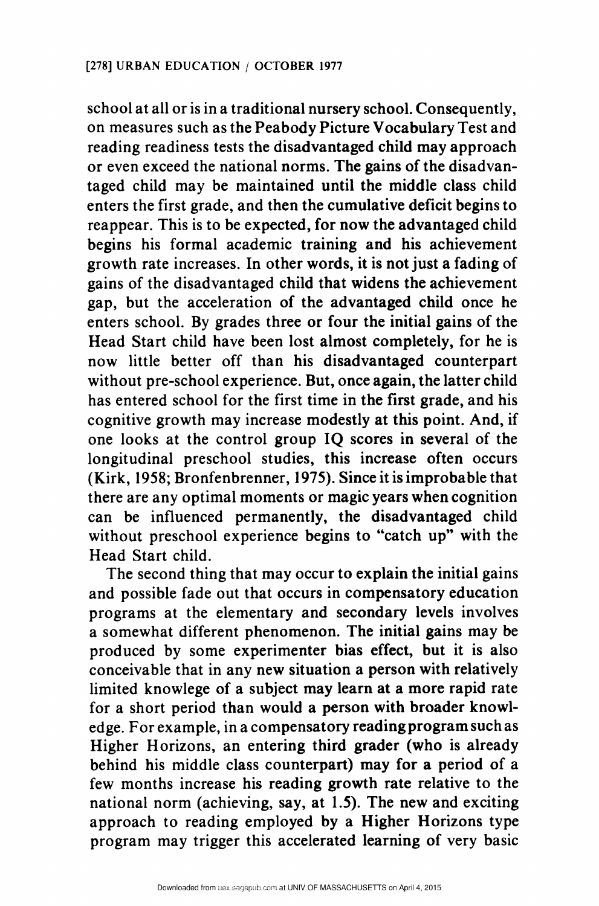school at all or is in a traditional nursery school. Consequently, on measures such as the Peabody Picture Vocabulary Test and reading readiness tests the disadvantaged child may approach or even exceed the national norms. The gains of the disadvantaged child may be maintained until the middle class child enters the first grade, and then the cumulative deficit begins to reappear. This is to be expected, for now the advantaged child begins his formal academic training and his achievement growth rate increases. In other words, it is not just a fading of gains of the disadvantaged child that widens the achievement gap, but the acceleration of the advantaged child once he enters school. By grades three or four the initial gains of the Head Start child have been lost almost completely, for he is now little better off than his disadvantaged counterpart without pre-school experience. But, once again, the latter child has entered school for the first time in the first grade, and his cognitive growth may increase modestly at this point. And, if one looks at the control group IQ scores in several of the longitudinal preschool studies, this increase often occurs (Kirk, 1958; Bronfenbrenner, 1975). Since it is improbable that there are any optimal moments or magic years when cognition can be influenced permanently, the disadvantaged child without preschool experience begins to "catch up" with the Head Start child.

The second thing that may occur to explain the initial gains and possible fade out that occurs in compensatory education programs at the elementary and secondary levels involves a somewhat different phenomenon. The initial gains may be produced by some experimenter bias effect, but it is also conceivable that in any new situation a person with relatively limited knowlege of a subject may learn at a more rapid rate for a short period than would a person with broader knowledge. For example, in a compensatory reading program such as Higher Horizons, an entering third grader (who is already behind his middle class counterpart) may for a period of a few months increase his reading growth rate relative to the national norm (achieving, say, at 1.5). The new and exciting approach to reading employed by a Higher Horizons type program may trigger this accelerated learning of very basic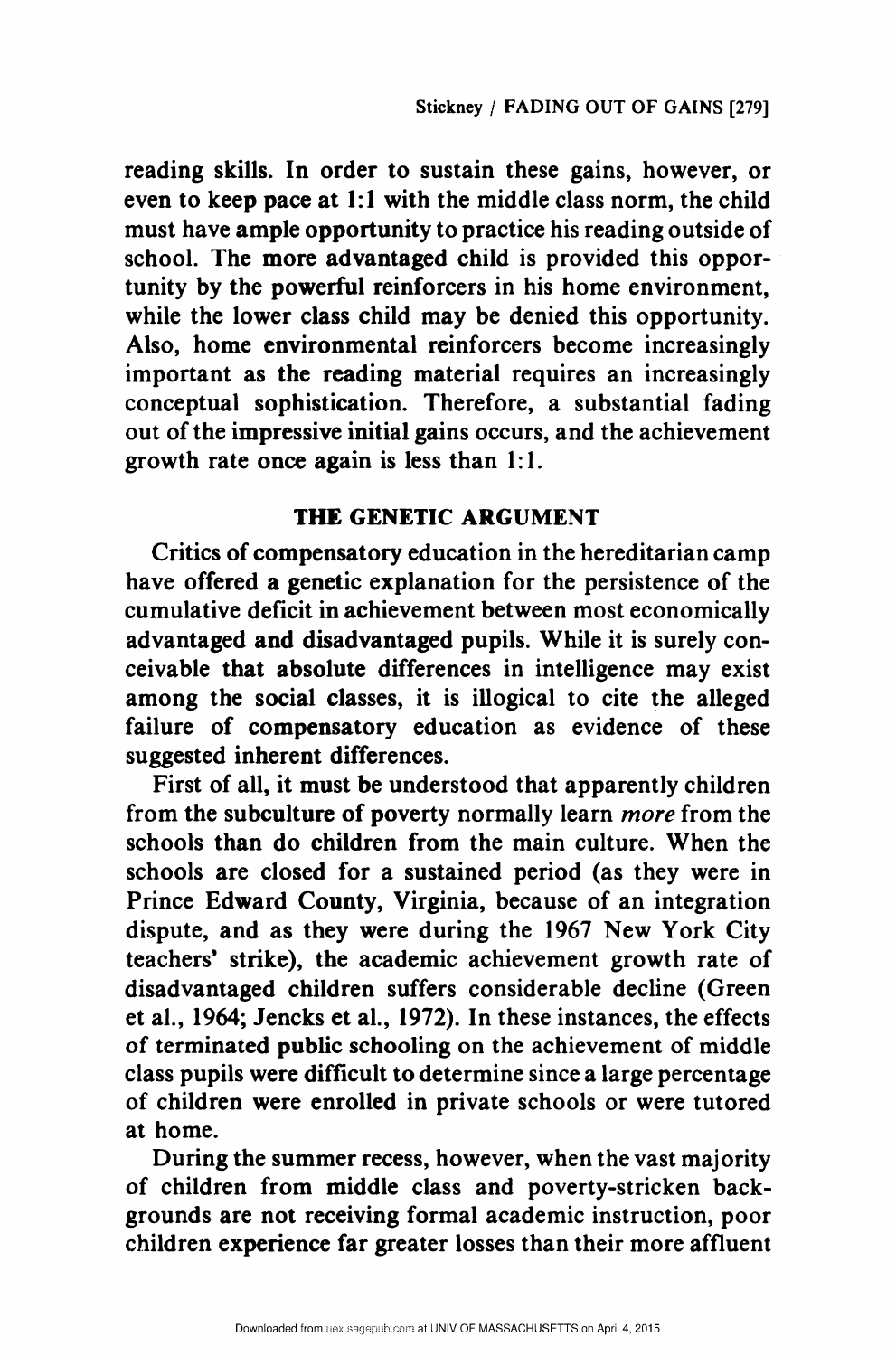reading skills. In order to sustain these gains, however, or even to keep pace at 1:1 with the middle class norm, the child must have ample opportunity to practice his reading outside of school. The more advantaged child is provided this opportunity by the powerful reinforcers in his home environment, while the lower class child may be denied this opportunity. Also, home environmental reinforcers become increasingly important as the reading material requires an increasingly conceptual sophistication. Therefore, a substantial fading out of the impressive initial gains occurs, and the achievement growth rate once again is less than 1:1.

## THE GENETIC ARGUMENT

Critics of compensatory education in the hereditarian camp have offered a genetic explanation for the persistence of the cumulative deficit in achievement between most economically advantaged and disadvantaged pupils. While it is surely conceivable that absolute differences in intelligence may exist among the social classes, it is illogical to cite the alleged failure of compensatory education as evidence of these suggested inherent differences.

First of all, it must be understood that apparently children from the subculture of poverty normally learn *more* from the schools than do children from the main culture. When the schools are closed for a sustained period (as they were in Prince Edward County, Virginia, because of an integration dispute, and as they were during the 1967 New York City teachers' strike), the academic achievement growth rate of disadvantaged children suffers considerable decline (Green et al., 1964; Jencks et al., 1972). In these instances, the effects of terminated public schooling on the achievement of middle class pupils were difficult to determine since a large percentage of children were enrolled in private schools or were tutored at home.

During the summer recess, however, when the vast majority of children from middle class and poverty-stricken backgrounds are not receiving formal academic instruction, poor children experience far greater losses than their more affluent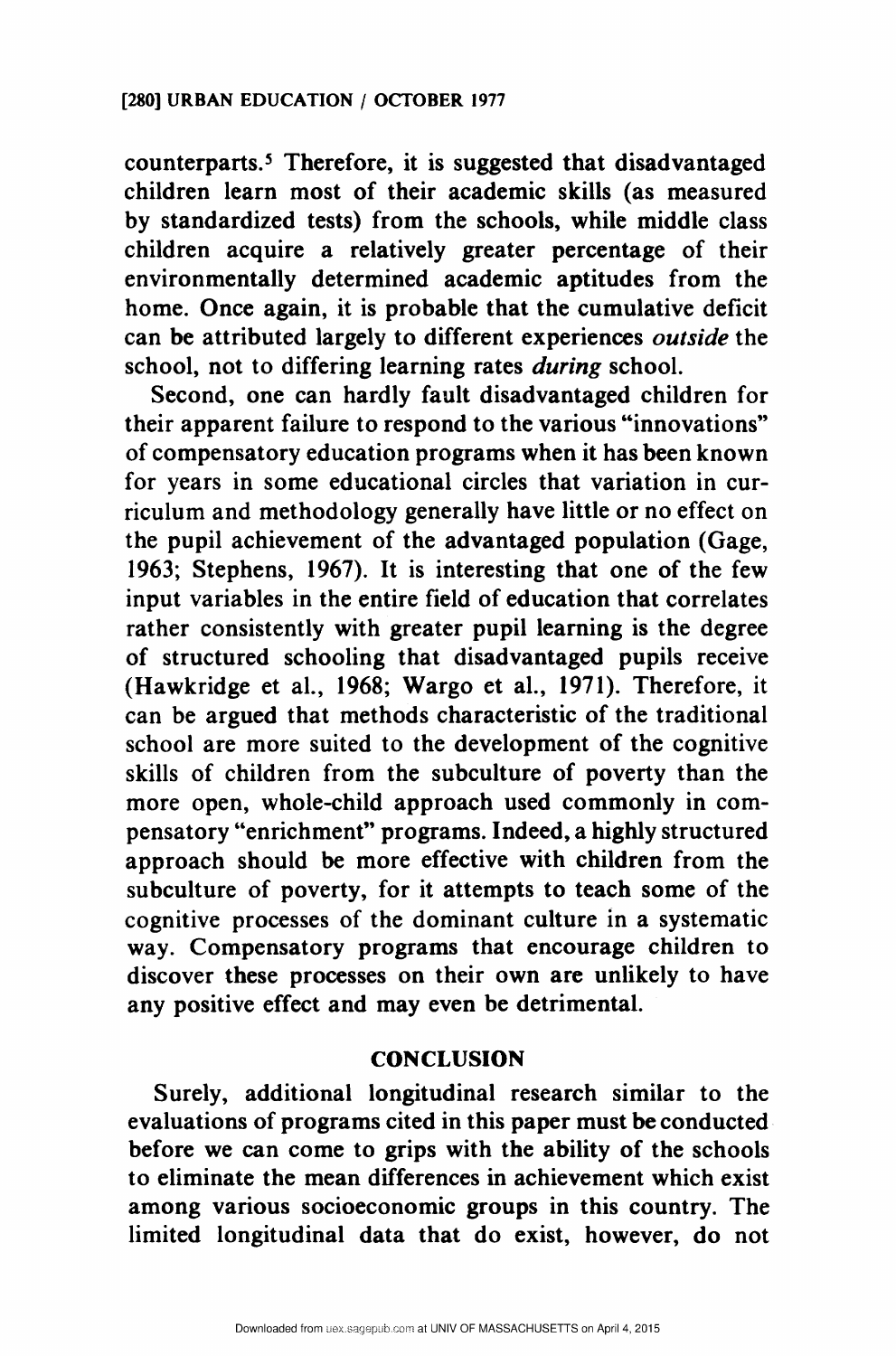counterparts.[5] Therefore, it is suggested that disadvantaged children learn most of their academic skills (as measured by standardized tests) from the schools, while middle class children acquire a relatively greater percentage of their environmentally determined academic aptitudes from the home. Once again, it is probable that the cumulative deficit can be attributed largely to different experiences *outside* the school, not to differing learning rates *during* school.

Second, one can hardly fault disadvantaged children for their apparent failure to respond to the various "innovations" of compensatory education programs when it has been known for years in some educational circles that variation in curriculum and methodology generally have little or no effect on the pupil achievement of the advantaged population (Gage, 1963; Stephens, 1967). It is interesting that one of the few input variables in the entire field of education that correlates rather consistently with greater pupil learning is the degree of structured schooling that disadvantaged pupils receive (Hawkridge et al., 1968; Wargo et al., 1971). Therefore, it can be argued that methods characteristic of the traditional school are more suited to the development of the cognitive skills of children from the subculture of poverty than the more open, whole-child approach used commonly in compensatory "enrichment" programs. Indeed, a highly structured approach should be more effective with children from the subculture of poverty, for it attempts to teach some of the cognitive processes of the dominant culture in a systematic way. Compensatory programs that encourage children to discover these processes on their own are unlikely to have any positive effect and may even be detrimental.

## CONCLUSION

Surely, additional longitudinal research similar to the evaluations of programs cited in this paper must be conducted before we can come to grips with the ability of the schools to eliminate the mean differences in achievement which exist among various socioeconomic groups in this country. The limited longitudinal data that do exist, however, do not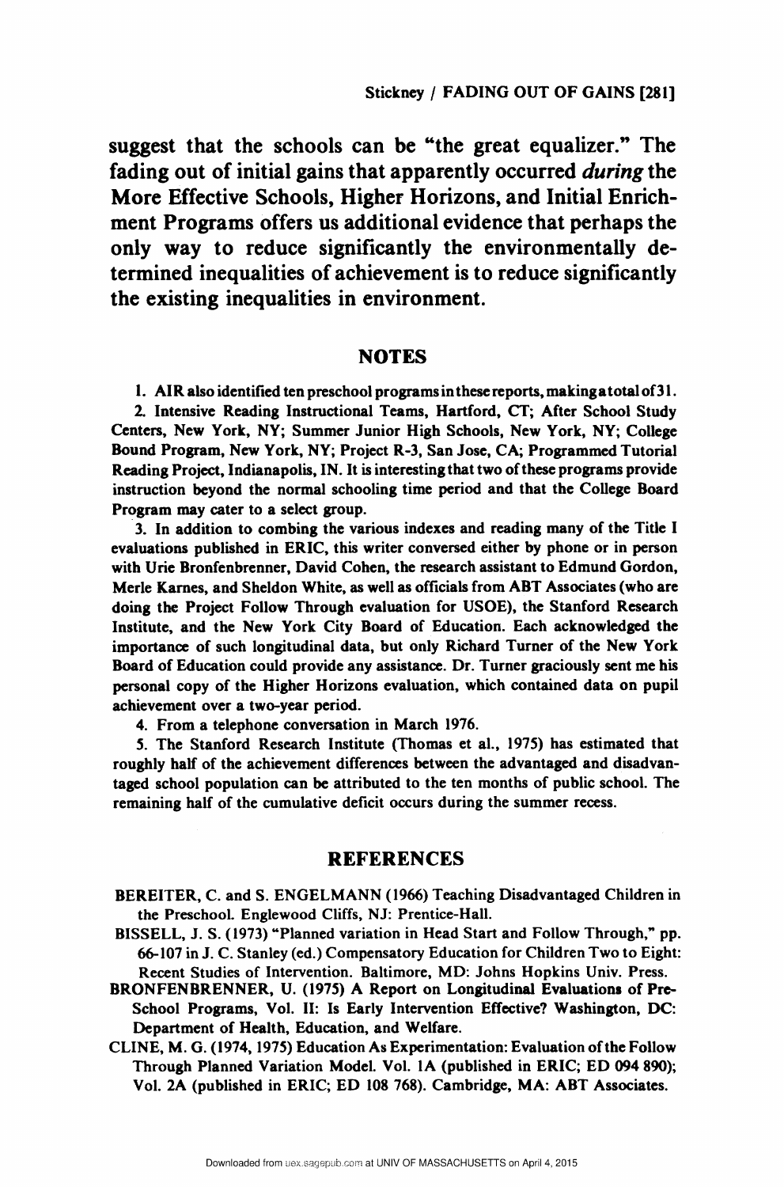suggest that the schools can be "the great equalizer." The fading out of initial gains that apparently occurred *during* the More Effective Schools, Higher Horizons, and Initial Enrichment Programs offers us additional evidence that perhaps the only way to reduce significantly the environmentally determined inequalities of achievement is to reduce significantly the existing inequalities in environment.

## NOTES

1. AIR also identified ten preschool programs in these reports, making a total of 31.
2. Intensive Reading Instructional Teams, Hartford, CT; After School Study Centers, New York, NY; Summer Junior High Schools, New York, NY; College Bound Program, New York, NY; Project R-3, San Jose, CA; Programmed Tutorial Reading Project, Indianapolis, IN. It is interesting that two of these programs provide instruction beyond the normal schooling time period and that the College Board Program may cater to a select group.
3. In addition to combing the various indexes and reading many of the Title I evaluations published in ERIC, this writer conversed either by phone or in person with Urie Bronfenbrenner, David Cohen, the research assistant to Edmund Gordon, Merle Karnes, and Sheldon White, as well as officials from ABT Associates (who are doing the Project Follow Through evaluation for USOE), the Stanford Research Institute, and the New York City Board of Education. Each acknowledged the importance of such longitudinal data, but only Richard Turner of the New York Board of Education could provide any assistance. Dr. Turner graciously sent me his personal copy of the Higher Horizons evaluation, which contained data on pupil achievement over a two-year period.
4. From a telephone conversation in March 1976.
5. The Stanford Research Institute (Thomas et al., 1975) has estimated that roughly half of the achievement differences between the advantaged and disadvantaged school population can be attributed to the ten months of public school. The remaining half of the cumulative deficit occurs during the summer recess.

## REFERENCES

BEREITER, C. and S. ENGELMANN (1966) Teaching Disadvantaged Children in the Preschool. Englewood Cliffs, NJ: Prentice-Hall.

BISSELL, J. S. (1973) "Planned variation in Head Start and Follow Through," pp. 66-107 in J. C. Stanley (ed.) Compensatory Education for Children Two to Eight: Recent Studies of Intervention. Baltimore, MD: Johns Hopkins Univ. Press.

BRONFENBRENNER, U. (1975) A Report on Longitudinal Evaluations of Pre-School Programs, Vol. II: Is Early Intervention Effective? Washington, DC: Department of Health, Education, and Welfare.

CLINE, M. G. (1974, 1975) Education As Experimentation: Evaluation of the Follow Through Planned Variation Model. Vol. 1A (published in ERIC; ED 094 890); Vol. 2A (published in ERIC; ED 108 768). Cambridge, MA: ABT Associates.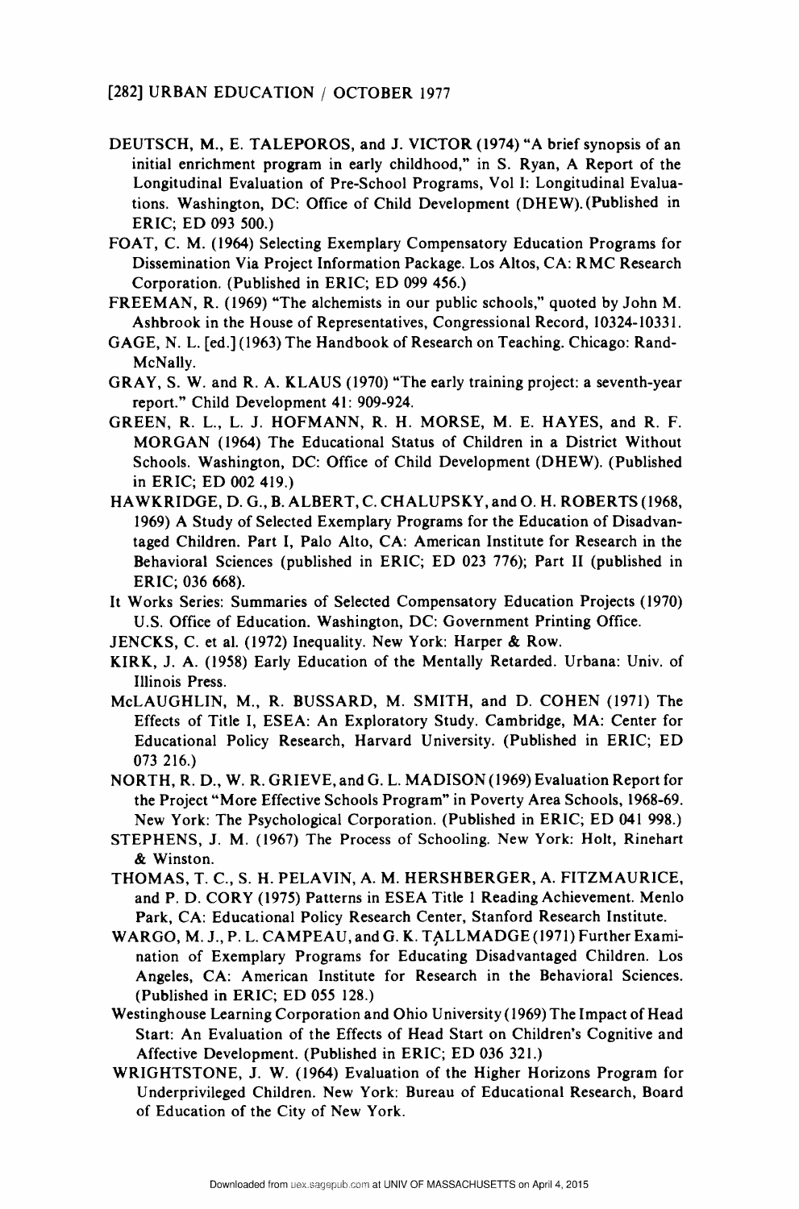DEUTSCH, M., E. TALEPOROS, and J. VICTOR (1974) "A brief synopsis of an initial enrichment program in early childhood," in S. Ryan, A Report of the Longitudinal Evaluation of Pre-School Programs, Vol I: Longitudinal Evaluations. Washington, DC: Office of Child Development (DHEW). (Published in ERIC; ED 093 500.)

FOAT, C. M. (1964) Selecting Exemplary Compensatory Education Programs for Dissemination Via Project Information Package. Los Altos, CA: RMC Research Corporation. (Published in ERIC; ED 099 456.)

FREEMAN, R. (1969) "The alchemists in our public schools," quoted by John M. Ashbrook in the House of Representatives, Congressional Record, 10324-10331.

GAGE, N. L. [ed.] (1963) The Handbook of Research on Teaching. Chicago: Rand-McNally.

GRAY, S. W. and R. A. KLAUS (1970) "The early training project: a seventh-year report." Child Development 41: 909-924.

GREEN, R. L., L. J. HOFMANN, R. H. MORSE, M. E. HAYES, and R. F. MORGAN (1964) The Educational Status of Children in a District Without Schools. Washington, DC: Office of Child Development (DHEW). (Published in ERIC; ED 002 419.)

HAWKRIDGE, D. G., B. ALBERT, C. CHALUPSKY, and O. H. ROBERTS (1968, 1969) A Study of Selected Exemplary Programs for the Education of Disadvantaged Children. Part I, Palo Alto, CA: American Institute for Research in the Behavioral Sciences (published in ERIC; ED 023 776); Part II (published in ERIC; 036 668).

It Works Series: Summaries of Selected Compensatory Education Projects (1970) U.S. Office of Education. Washington, DC: Government Printing Office.

JENCKS, C. et al. (1972) Inequality. New York: Harper & Row.

KIRK, J. A. (1958) Early Education of the Mentally Retarded. Urbana: Univ. of Illinois Press.

McLAUGHLIN, M., R. BUSSARD, M. SMITH, and D. COHEN (1971) The Effects of Title I, ESEA: An Exploratory Study. Cambridge, MA: Center for Educational Policy Research, Harvard University. (Published in ERIC; ED 073 216.)

NORTH, R. D., W. R. GRIEVE, and G. L. MADISON (1969) Evaluation Report for the Project "More Effective Schools Program" in Poverty Area Schools, 1968-69. New York: The Psychological Corporation. (Published in ERIC; ED 041 998.)

STEPHENS, J. M. (1967) The Process of Schooling. New York: Holt, Rinehart & Winston.

THOMAS, T. C., S. H. PELAVIN, A. M. HERSHBERGER, A. FITZMAURICE, and P. D. CORY (1975) Patterns in ESEA Title I Reading Achievement. Menlo Park, CA: Educational Policy Research Center, Stanford Research Institute.

WARGO, M. J., P. L. CAMPEAU, and G. K. TALLMADGE (1971) Further Examination of Exemplary Programs for Educating Disadvantaged Children. Los Angeles, CA: American Institute for Research in the Behavioral Sciences. (Published in ERIC; ED 055 128.)

Westinghouse Learning Corporation and Ohio University (1969) The Impact of Head Start: An Evaluation of the Effects of Head Start on Children's Cognitive and Affective Development. (Published in ERIC; ED 036 321.)

WRIGHTSTONE, J. W. (1964) Evaluation of the Higher Horizons Program for Underprivileged Children. New York: Bureau of Educational Research, Board of Education of the City of New York.